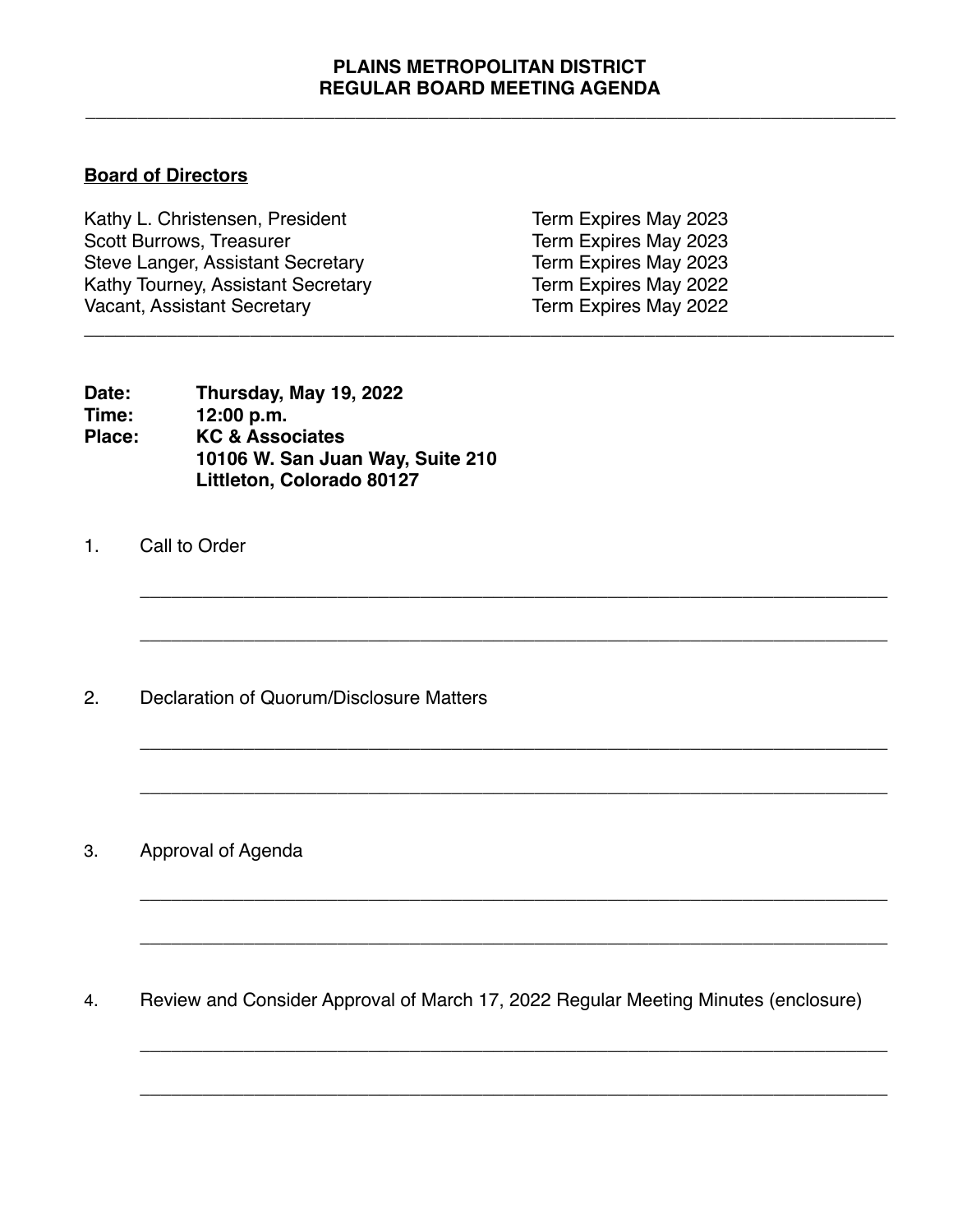**PLAINS METROPOLITAN DISTRICT**
**REGULAR BOARD MEETING AGENDA**

---

**Board of Directors**

| | |
|---|---|
| Kathy L. Christensen, President | Term Expires May 2023 |
| Scott Burrows, Treasurer | Term Expires May 2023 |
| Steve Langer, Assistant Secretary | Term Expires May 2023 |
| Kathy Tourney, Assistant Secretary | Term Expires May 2022 |
| Vacant, Assistant Secretary | Term Expires May 2022 |

---

**Date:** **Thursday, May 19, 2022**
**Time:** **12:00 p.m.**
**Place:** **KC & Associates**
**10106 W. San Juan Way, Suite 210**
**Littleton, Colorado 80127**

1. Call to Order

   ______________________________________________________________________

   ______________________________________________________________________

2. Declaration of Quorum/Disclosure Matters

   ______________________________________________________________________

   ______________________________________________________________________

3. Approval of Agenda

   ______________________________________________________________________

   ______________________________________________________________________

4. Review and Consider Approval of March 17, 2022 Regular Meeting Minutes (enclosure)

   ______________________________________________________________________

   ______________________________________________________________________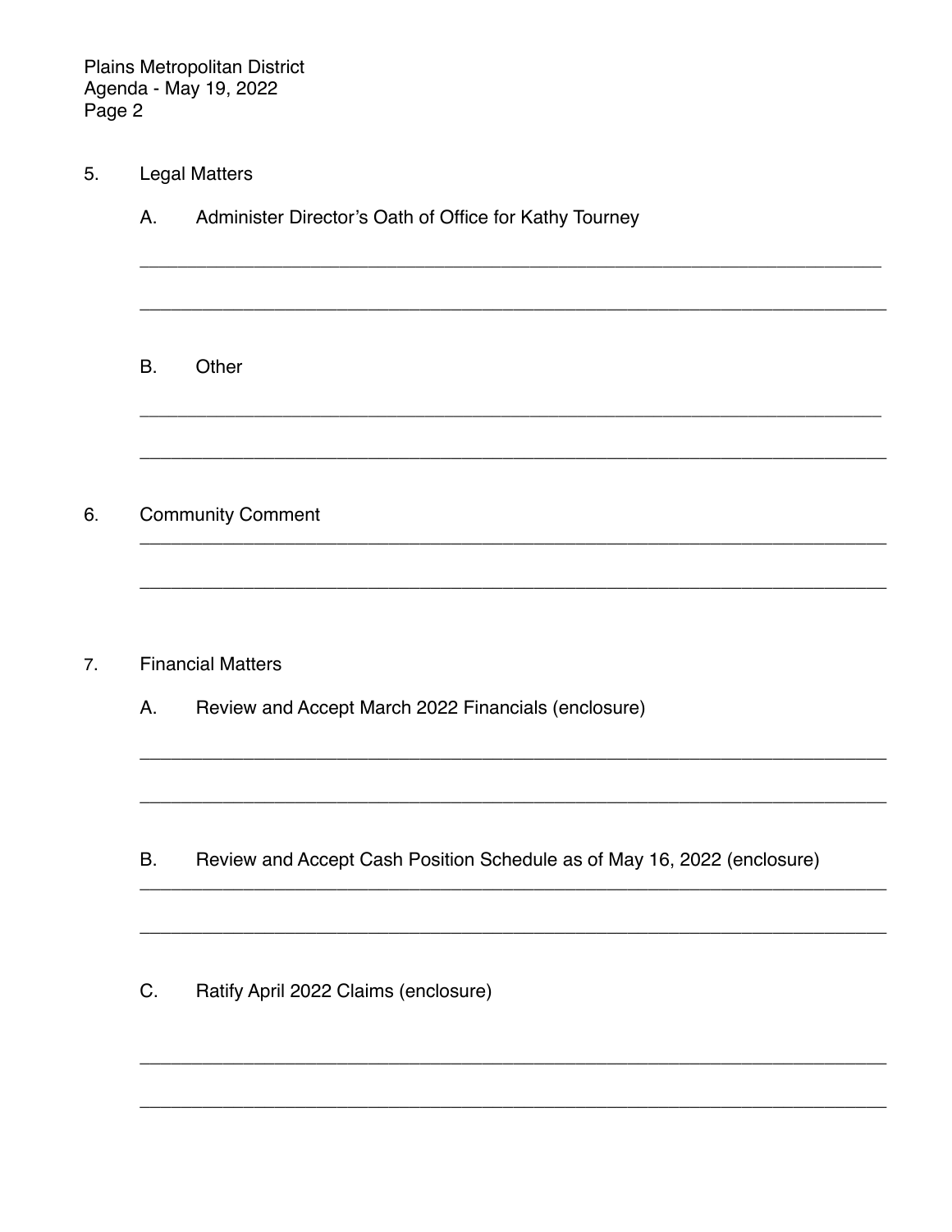5. Legal Matters

   A. Administer Director's Oath of Office for Kathy Tourney

   ___________________________________________________________________________

   ___________________________________________________________________________

   B. Other

   ___________________________________________________________________________

   ___________________________________________________________________________

6. Community Comment

   ___________________________________________________________________________

   ___________________________________________________________________________

7. Financial Matters

   A. Review and Accept March 2022 Financials (enclosure)

   ___________________________________________________________________________

   ___________________________________________________________________________

   B. Review and Accept Cash Position Schedule as of May 16, 2022 (enclosure)

   ___________________________________________________________________________

   ___________________________________________________________________________

   C. Ratify April 2022 Claims (enclosure)

   ___________________________________________________________________________

   ___________________________________________________________________________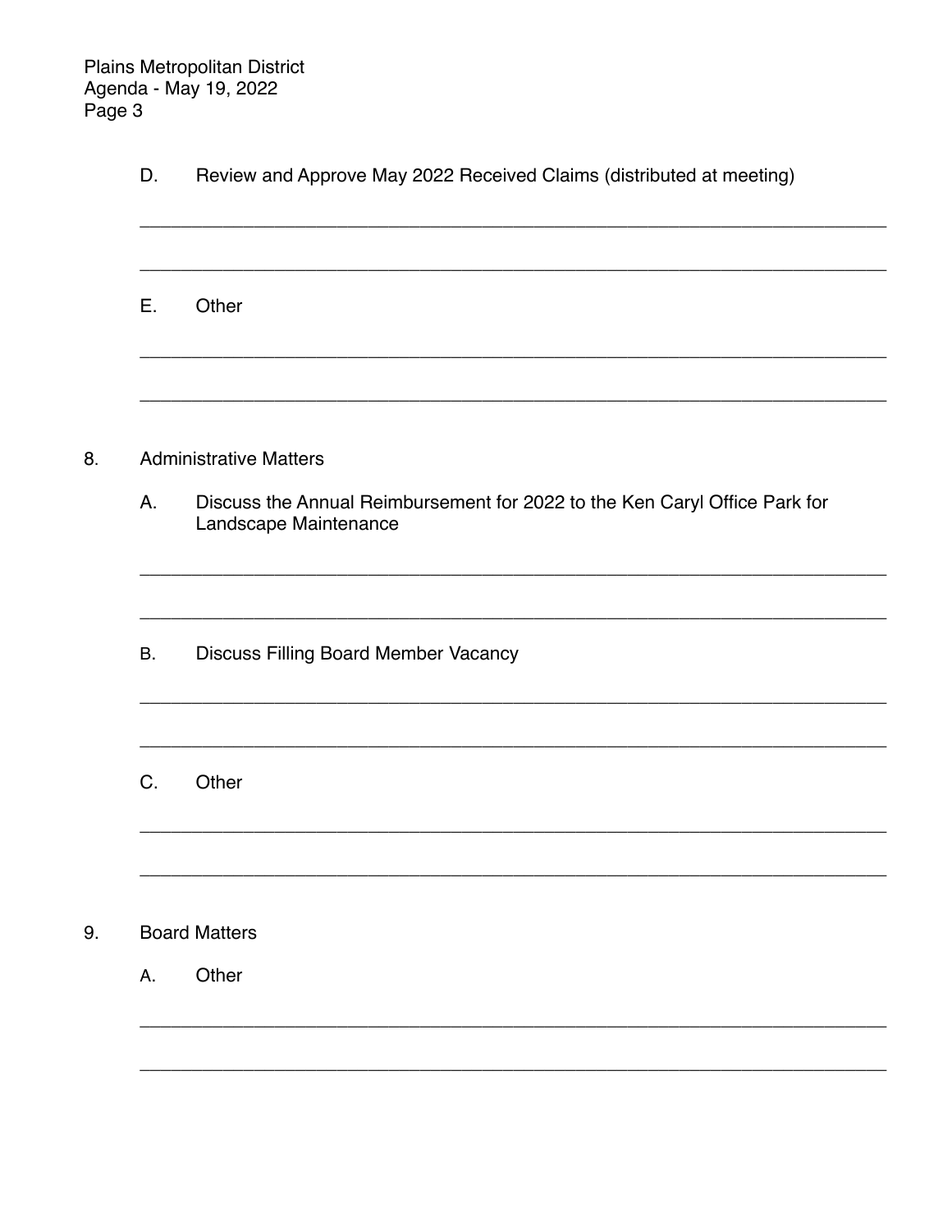D. Review and Approve May 2022 Received Claims (distributed at meeting)

___________________________________________________________________________

___________________________________________________________________________

E. Other

___________________________________________________________________________

___________________________________________________________________________

8. Administrative Matters

A. Discuss the Annual Reimbursement for 2022 to the Ken Caryl Office Park for Landscape Maintenance

___________________________________________________________________________

___________________________________________________________________________

B. Discuss Filling Board Member Vacancy

___________________________________________________________________________

___________________________________________________________________________

C. Other

___________________________________________________________________________

___________________________________________________________________________

9. Board Matters

A. Other

___________________________________________________________________________

___________________________________________________________________________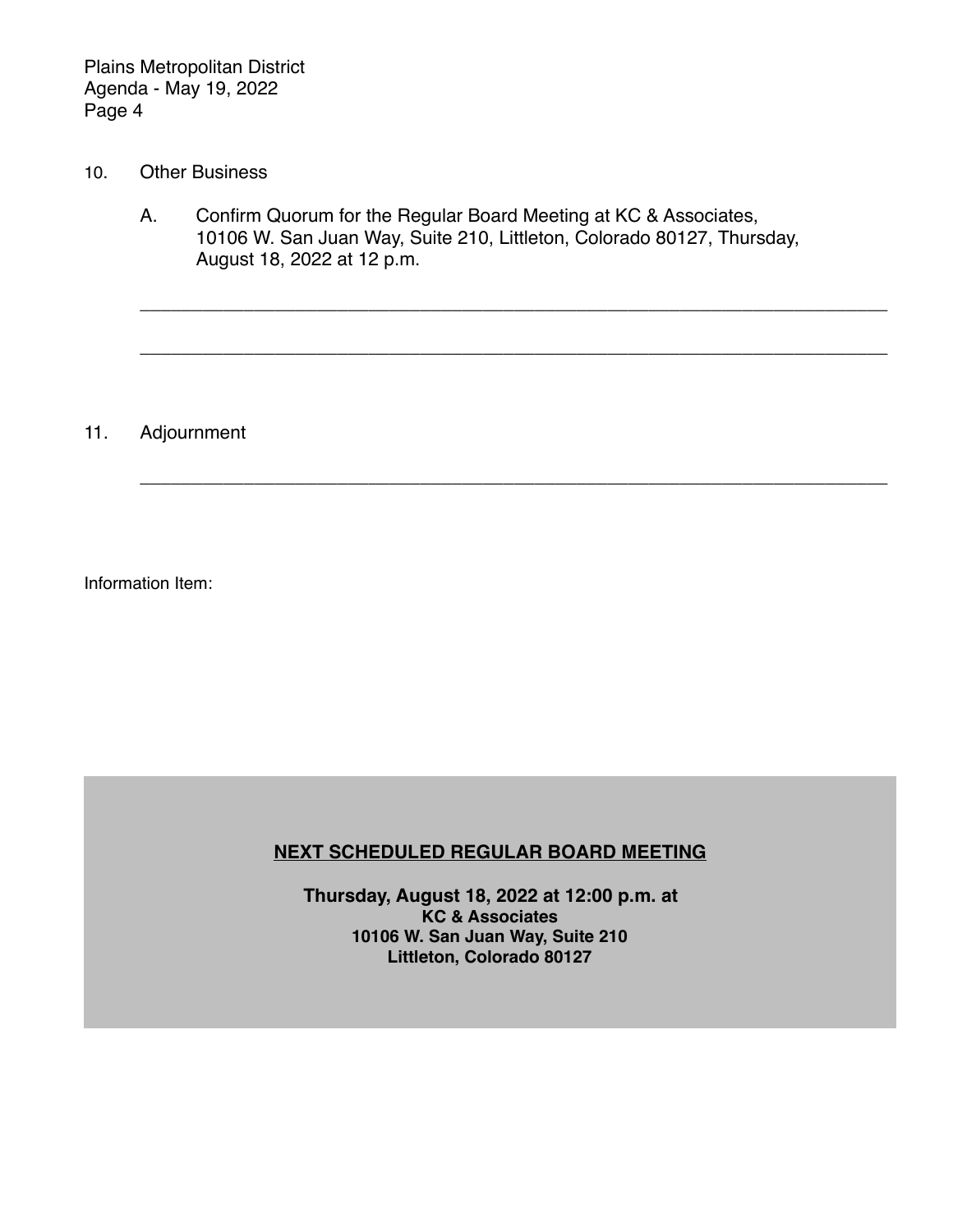10. Other Business

    A. Confirm Quorum for the Regular Board Meeting at KC & Associates, 10106 W. San Juan Way, Suite 210, Littleton, Colorado 80127, Thursday, August 18, 2022 at 12 p.m.

    ___________________________________________________________________________

    ___________________________________________________________________________

11. Adjournment

    ___________________________________________________________________________

Information Item:

**NEXT SCHEDULED REGULAR BOARD MEETING**

**Thursday, August 18, 2022 at 12:00 p.m. at**
**KC & Associates**
**10106 W. San Juan Way, Suite 210**
**Littleton, Colorado 80127**